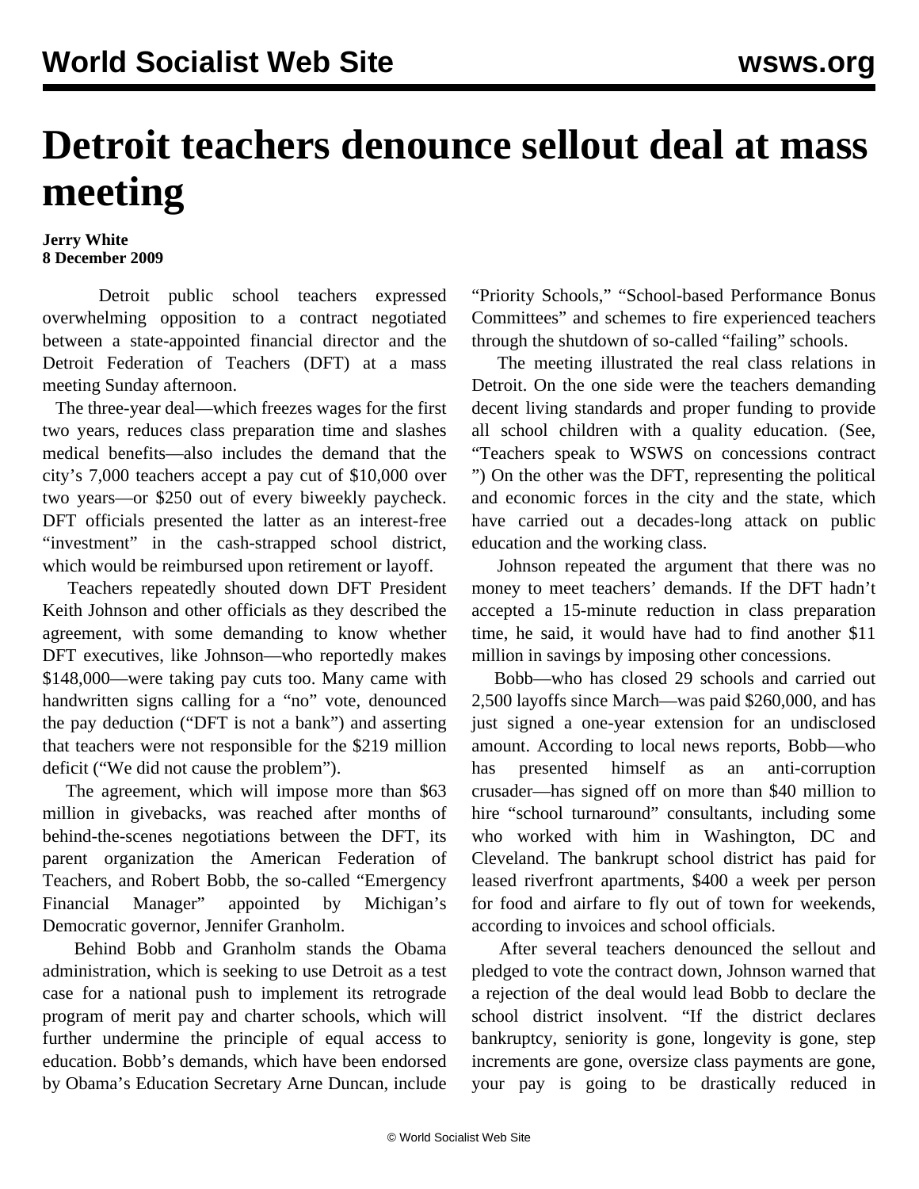# Detroit teachers denounce sellout deal at mass meeting

**Jerry White**
**8 December 2009**

Detroit public school teachers expressed overwhelming opposition to a contract negotiated between a state-appointed financial director and the Detroit Federation of Teachers (DFT) at a mass meeting Sunday afternoon.

The three-year deal—which freezes wages for the first two years, reduces class preparation time and slashes medical benefits—also includes the demand that the city's 7,000 teachers accept a pay cut of $10,000 over two years—or $250 out of every biweekly paycheck. DFT officials presented the latter as an interest-free "investment" in the cash-strapped school district, which would be reimbursed upon retirement or layoff.

Teachers repeatedly shouted down DFT President Keith Johnson and other officials as they described the agreement, with some demanding to know whether DFT executives, like Johnson—who reportedly makes $148,000—were taking pay cuts too. Many came with handwritten signs calling for a "no" vote, denounced the pay deduction ("DFT is not a bank") and asserting that teachers were not responsible for the $219 million deficit ("We did not cause the problem").

The agreement, which will impose more than $63 million in givebacks, was reached after months of behind-the-scenes negotiations between the DFT, its parent organization the American Federation of Teachers, and Robert Bobb, the so-called "Emergency Financial Manager" appointed by Michigan's Democratic governor, Jennifer Granholm.

Behind Bobb and Granholm stands the Obama administration, which is seeking to use Detroit as a test case for a national push to implement its retrograde program of merit pay and charter schools, which will further undermine the principle of equal access to education. Bobb's demands, which have been endorsed by Obama's Education Secretary Arne Duncan, include "Priority Schools," "School-based Performance Bonus Committees" and schemes to fire experienced teachers through the shutdown of so-called "failing" schools.

The meeting illustrated the real class relations in Detroit. On the one side were the teachers demanding decent living standards and proper funding to provide all school children with a quality education. (See, "Teachers speak to WSWS on concessions contract ") On the other was the DFT, representing the political and economic forces in the city and the state, which have carried out a decades-long attack on public education and the working class.

Johnson repeated the argument that there was no money to meet teachers' demands. If the DFT hadn't accepted a 15-minute reduction in class preparation time, he said, it would have had to find another $11 million in savings by imposing other concessions.

Bobb—who has closed 29 schools and carried out 2,500 layoffs since March—was paid $260,000, and has just signed a one-year extension for an undisclosed amount. According to local news reports, Bobb—who has presented himself as an anti-corruption crusader—has signed off on more than $40 million to hire "school turnaround" consultants, including some who worked with him in Washington, DC and Cleveland. The bankrupt school district has paid for leased riverfront apartments, $400 a week per person for food and airfare to fly out of town for weekends, according to invoices and school officials.

After several teachers denounced the sellout and pledged to vote the contract down, Johnson warned that a rejection of the deal would lead Bobb to declare the school district insolvent. "If the district declares bankruptcy, seniority is gone, longevity is gone, step increments are gone, oversize class payments are gone, your pay is going to be drastically reduced in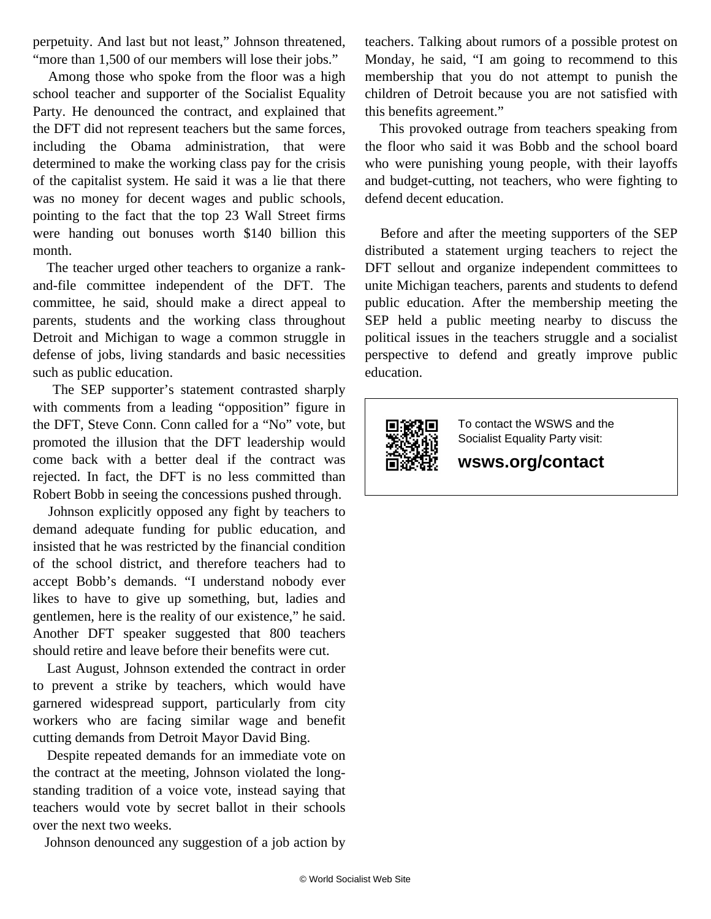perpetuity. And last but not least," Johnson threatened, "more than 1,500 of our members will lose their jobs."

Among those who spoke from the floor was a high school teacher and supporter of the Socialist Equality Party. He denounced the contract, and explained that the DFT did not represent teachers but the same forces, including the Obama administration, that were determined to make the working class pay for the crisis of the capitalist system. He said it was a lie that there was no money for decent wages and public schools, pointing to the fact that the top 23 Wall Street firms were handing out bonuses worth $140 billion this month.

The teacher urged other teachers to organize a rank-and-file committee independent of the DFT. The committee, he said, should make a direct appeal to parents, students and the working class throughout Detroit and Michigan to wage a common struggle in defense of jobs, living standards and basic necessities such as public education.

The SEP supporter's statement contrasted sharply with comments from a leading "opposition" figure in the DFT, Steve Conn. Conn called for a "No" vote, but promoted the illusion that the DFT leadership would come back with a better deal if the contract was rejected. In fact, the DFT is no less committed than Robert Bobb in seeing the concessions pushed through.

Johnson explicitly opposed any fight by teachers to demand adequate funding for public education, and insisted that he was restricted by the financial condition of the school district, and therefore teachers had to accept Bobb's demands. "I understand nobody ever likes to have to give up something, but, ladies and gentlemen, here is the reality of our existence," he said. Another DFT speaker suggested that 800 teachers should retire and leave before their benefits were cut.

Last August, Johnson extended the contract in order to prevent a strike by teachers, which would have garnered widespread support, particularly from city workers who are facing similar wage and benefit cutting demands from Detroit Mayor David Bing.

Despite repeated demands for an immediate vote on the contract at the meeting, Johnson violated the long-standing tradition of a voice vote, instead saying that teachers would vote by secret ballot in their schools over the next two weeks.

Johnson denounced any suggestion of a job action by teachers. Talking about rumors of a possible protest on Monday, he said, "I am going to recommend to this membership that you do not attempt to punish the children of Detroit because you are not satisfied with this benefits agreement."

This provoked outrage from teachers speaking from the floor who said it was Bobb and the school board who were punishing young people, with their layoffs and budget-cutting, not teachers, who were fighting to defend decent education.

Before and after the meeting supporters of the SEP distributed a statement urging teachers to reject the DFT sellout and organize independent committees to unite Michigan teachers, parents and students to defend public education. After the membership meeting the SEP held a public meeting nearby to discuss the political issues in the teachers struggle and a socialist perspective to defend and greatly improve public education.

To contact the WSWS and the Socialist Equality Party visit:

**wsws.org/contact**